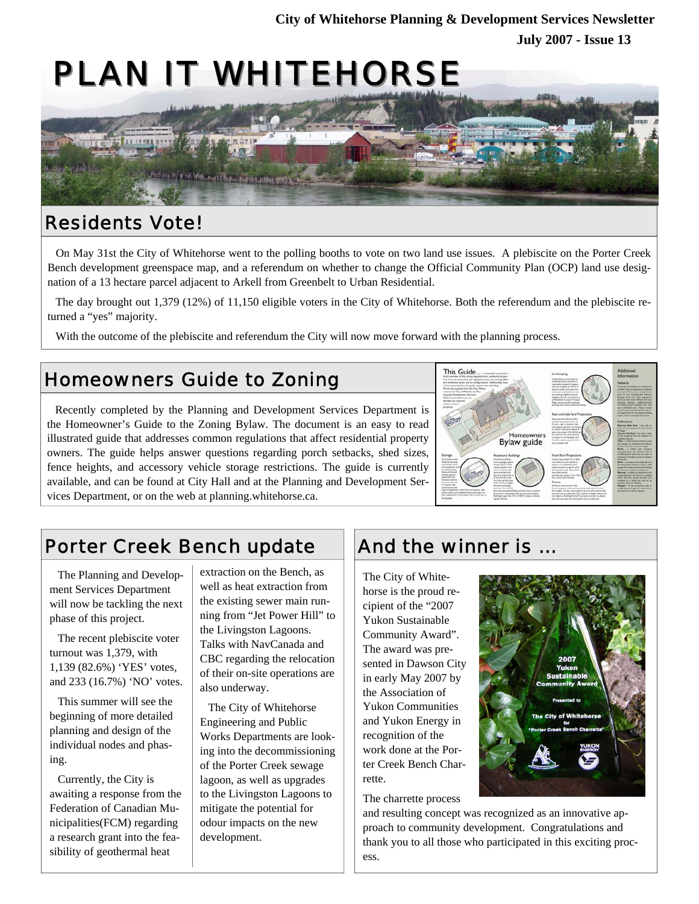City of Whitehorse Planning & Development Services Newsletter

July 2007 - Issue 13

# PLAN IT WHITEHORSE

## Residents Vote!

On May 31st the City of Whitehorse went to the polling booths to vote on two land use issues. A plebiscite on the Porter Creek Bench development greenspace map, and a referendum on whether to change the Official Community Plan (OCP) land use designation of a 13 hectare parcel adjacent to Arkell from Greenbelt to Urban Residential.

The day brought out 1,379 (12%) of 11,150 eligible voters in the City of Whitehorse. Both the referendum and the plebiscite returned a "yes" majority.

With the outcome of the plebiscite and referendum the City will now move forward with the planning process.

## Homeowners Guide to Zoning

Recently completed by the Planning and Development Services Department is the Homeowner's Guide to the Zoning Bylaw. The document is an easy to read illustrated guide that addresses common regulations that affect residential property owners. The guide helps answer questions regarding porch setbacks, shed sizes, fence heights, and accessory vehicle storage restrictions. The guide is currently available, and can be found at City Hall and at the Planning and Development Services Department, or on the web at planning.whitehorse.ca.

## Porter Creek Bench update

The Planning and Development Services Department will now be tackling the next phase of this project.

The recent plebiscite voter turnout was 1,379, with 1,139 (82.6%) 'YES' votes, and 233 (16.7%) 'NO' votes.

This summer will see the beginning of more detailed planning and design of the individual nodes and phasing.

Currently, the City is awaiting a response from the Federation of Canadian Municipalities(FCM) regarding a research grant into the feasibility of geothermal heat extraction on the Bench, as well as heat extraction from the existing sewer main running from "Jet Power Hill" to the Livingston Lagoons. Talks with NavCanada and CBC regarding the relocation of their on-site operations are also underway.

The City of Whitehorse Engineering and Public Works Departments are looking into the decommissioning of the Porter Creek sewage lagoon, as well as upgrades to the Livingston Lagoons to mitigate the potential for odour impacts on the new development.

## And the winner is ...

The City of Whitehorse is the proud recipient of the "2007 Yukon Sustainable Community Award". The award was presented in Dawson City in early May 2007 by the Association of Yukon Communities and Yukon Energy in recognition of the work done at the Porter Creek Bench Charrette.

The charrette process and resulting concept was recognized as an innovative approach to community development. Congratulations and thank you to all those who participated in this exciting process.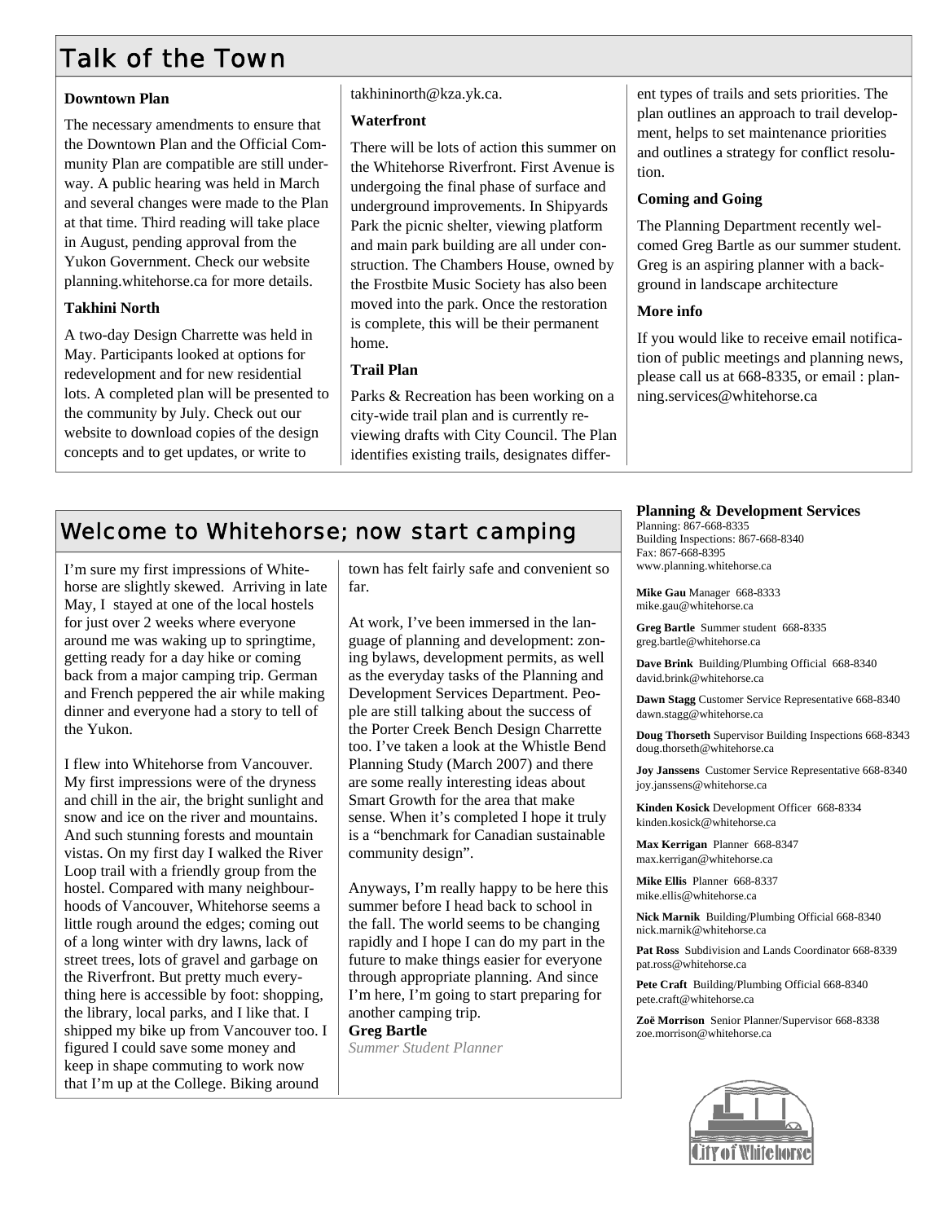## Talk of the Town

**Downtown Plan**

The necessary amendments to ensure that the Downtown Plan and the Official Community Plan are compatible are still underway. A public hearing was held in March and several changes were made to the Plan at that time. Third reading will take place in August, pending approval from the Yukon Government. Check our website planning.whitehorse.ca for more details.

**Takhini North**

A two-day Design Charrette was held in May. Participants looked at options for redevelopment and for new residential lots. A completed plan will be presented to the community by July. Check out our website to download copies of the design concepts and to get updates, or write to takhininorth@kza.yk.ca.

**Waterfront**

There will be lots of action this summer on the Whitehorse Riverfront. First Avenue is undergoing the final phase of surface and underground improvements. In Shipyards Park the picnic shelter, viewing platform and main park building are all under construction. The Chambers House, owned by the Frostbite Music Society has also been moved into the park. Once the restoration is complete, this will be their permanent home.

**Trail Plan**

Parks & Recreation has been working on a city-wide trail plan and is currently reviewing drafts with City Council. The Plan identifies existing trails, designates different types of trails and sets priorities. The plan outlines an approach to trail development, helps to set maintenance priorities and outlines a strategy for conflict resolution.

**Coming and Going**

The Planning Department recently welcomed Greg Bartle as our summer student. Greg is an aspiring planner with a background in landscape architecture

**More info**

If you would like to receive email notification of public meetings and planning news, please call us at 668-8335, or email : planning.services@whitehorse.ca

## Welcome to Whitehorse; now start camping

I'm sure my first impressions of Whitehorse are slightly skewed. Arriving in late May, I stayed at one of the local hostels for just over 2 weeks where everyone around me was waking up to springtime, getting ready for a day hike or coming back from a major camping trip. German and French peppered the air while making dinner and everyone had a story to tell of the Yukon.

I flew into Whitehorse from Vancouver. My first impressions were of the dryness and chill in the air, the bright sunlight and snow and ice on the river and mountains. And such stunning forests and mountain vistas. On my first day I walked the River Loop trail with a friendly group from the hostel. Compared with many neighbourhoods of Vancouver, Whitehorse seems a little rough around the edges; coming out of a long winter with dry lawns, lack of street trees, lots of gravel and garbage on the Riverfront. But pretty much everything here is accessible by foot: shopping, the library, local parks, and I like that. I shipped my bike up from Vancouver too. I figured I could save some money and keep in shape commuting to work now that I'm up at the College. Biking around town has felt fairly safe and convenient so far.

At work, I've been immersed in the language of planning and development: zoning bylaws, development permits, as well as the everyday tasks of the Planning and Development Services Department. People are still talking about the success of the Porter Creek Bench Design Charrette too. I've taken a look at the Whistle Bend Planning Study (March 2007) and there are some really interesting ideas about Smart Growth for the area that make sense. When it's completed I hope it truly is a "benchmark for Canadian sustainable community design".

Anyways, I'm really happy to be here this summer before I head back to school in the fall. The world seems to be changing rapidly and I hope I can do my part in the future to make things easier for everyone through appropriate planning. And since I'm here, I'm going to start preparing for another camping trip.

**Greg Bartle**
*Summer Student Planner*

**Planning & Development Services**
Planning: 867-668-8335
Building Inspections: 867-668-8340
Fax: 867-668-8395
www.planning.whitehorse.ca

**Mike Gau** Manager 668-8333
mike.gau@whitehorse.ca

**Greg Bartle** Summer student 668-8335
greg.bartle@whitehorse.ca

**Dave Brink** Building/Plumbing Official 668-8340
david.brink@whitehorse.ca

**Dawn Stagg** Customer Service Representative 668-8340
dawn.stagg@whitehorse.ca

**Doug Thorseth** Supervisor Building Inspections 668-8343
doug.thorseth@whitehorse.ca

**Joy Janssens** Customer Service Representative 668-8340
joy.janssens@whitehorse.ca

**Kinden Kosick** Development Officer 668-8334
kinden.kosick@whitehorse.ca

**Max Kerrigan** Planner 668-8347
max.kerrigan@whitehorse.ca

**Mike Ellis** Planner 668-8337
mike.ellis@whitehorse.ca

**Nick Marnik** Building/Plumbing Official 668-8340
nick.marnik@whitehorse.ca

**Pat Ross** Subdivision and Lands Coordinator 668-8339
pat.ross@whitehorse.ca

**Pete Craft** Building/Plumbing Official 668-8340
pete.craft@whitehorse.ca

**Zoë Morrison** Senior Planner/Supervisor 668-8338
zoe.morrison@whitehorse.ca

City of Whitehorse